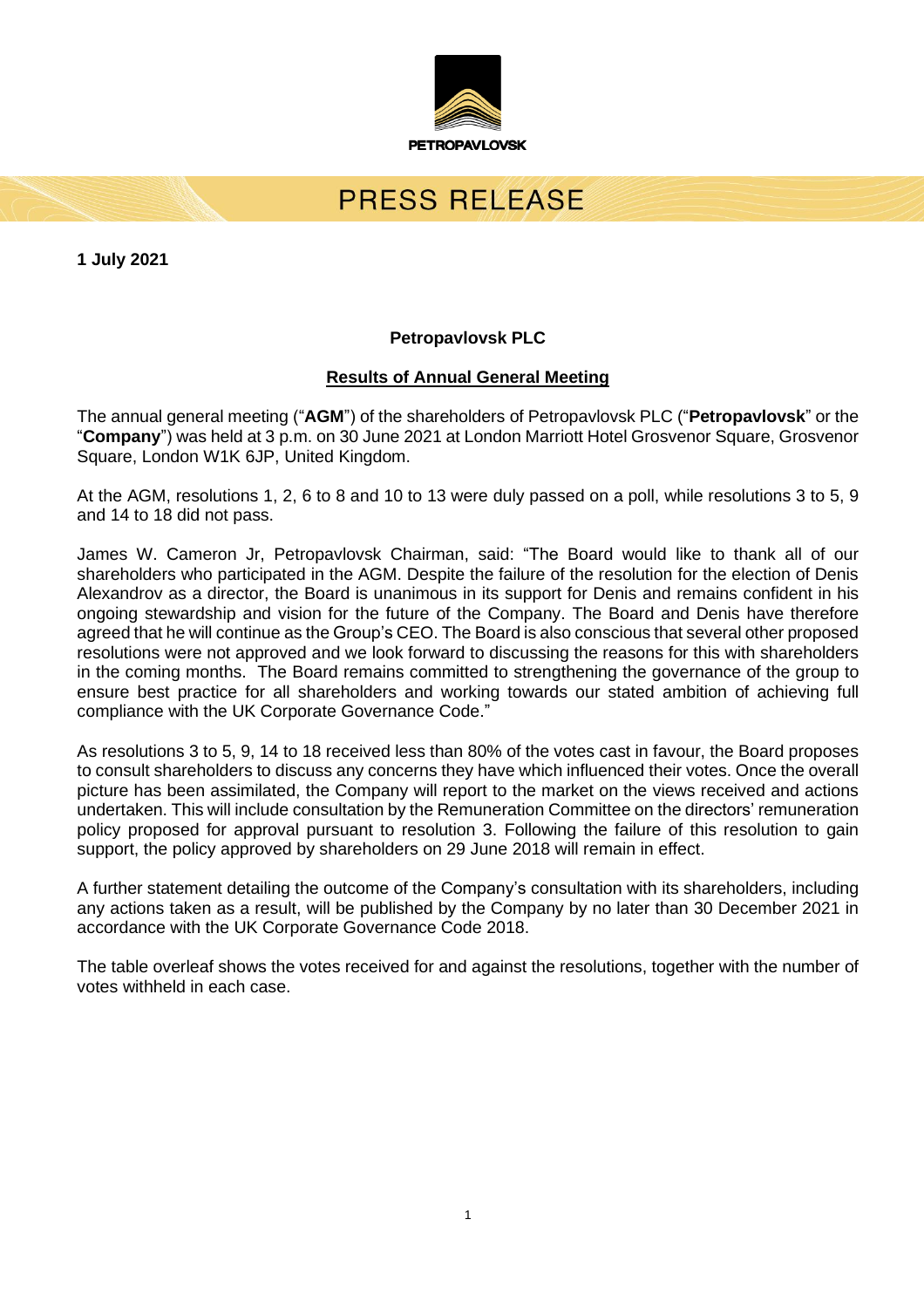PETROPAVLOVSK

# PRESS RELEASE

**1 July 2021**

**Petropavlovsk PLC**

**Results of Annual General Meeting**

The annual general meeting ("**AGM**") of the shareholders of Petropavlovsk PLC ("**Petropavlovsk**" or the "**Company**") was held at 3 p.m. on 30 June 2021 at London Marriott Hotel Grosvenor Square, Grosvenor Square, London W1K 6JP, United Kingdom.

At the AGM, resolutions 1, 2, 6 to 8 and 10 to 13 were duly passed on a poll, while resolutions 3 to 5, 9 and 14 to 18 did not pass.

James W. Cameron Jr, Petropavlovsk Chairman, said: "The Board would like to thank all of our shareholders who participated in the AGM. Despite the failure of the resolution for the election of Denis Alexandrov as a director, the Board is unanimous in its support for Denis and remains confident in his ongoing stewardship and vision for the future of the Company. The Board and Denis have therefore agreed that he will continue as the Group's CEO. The Board is also conscious that several other proposed resolutions were not approved and we look forward to discussing the reasons for this with shareholders in the coming months. The Board remains committed to strengthening the governance of the group to ensure best practice for all shareholders and working towards our stated ambition of achieving full compliance with the UK Corporate Governance Code."

As resolutions 3 to 5, 9, 14 to 18 received less than 80% of the votes cast in favour, the Board proposes to consult shareholders to discuss any concerns they have which influenced their votes. Once the overall picture has been assimilated, the Company will report to the market on the views received and actions undertaken. This will include consultation by the Remuneration Committee on the directors' remuneration policy proposed for approval pursuant to resolution 3. Following the failure of this resolution to gain support, the policy approved by shareholders on 29 June 2018 will remain in effect.

A further statement detailing the outcome of the Company's consultation with its shareholders, including any actions taken as a result, will be published by the Company by no later than 30 December 2021 in accordance with the UK Corporate Governance Code 2018.

The table overleaf shows the votes received for and against the resolutions, together with the number of votes withheld in each case.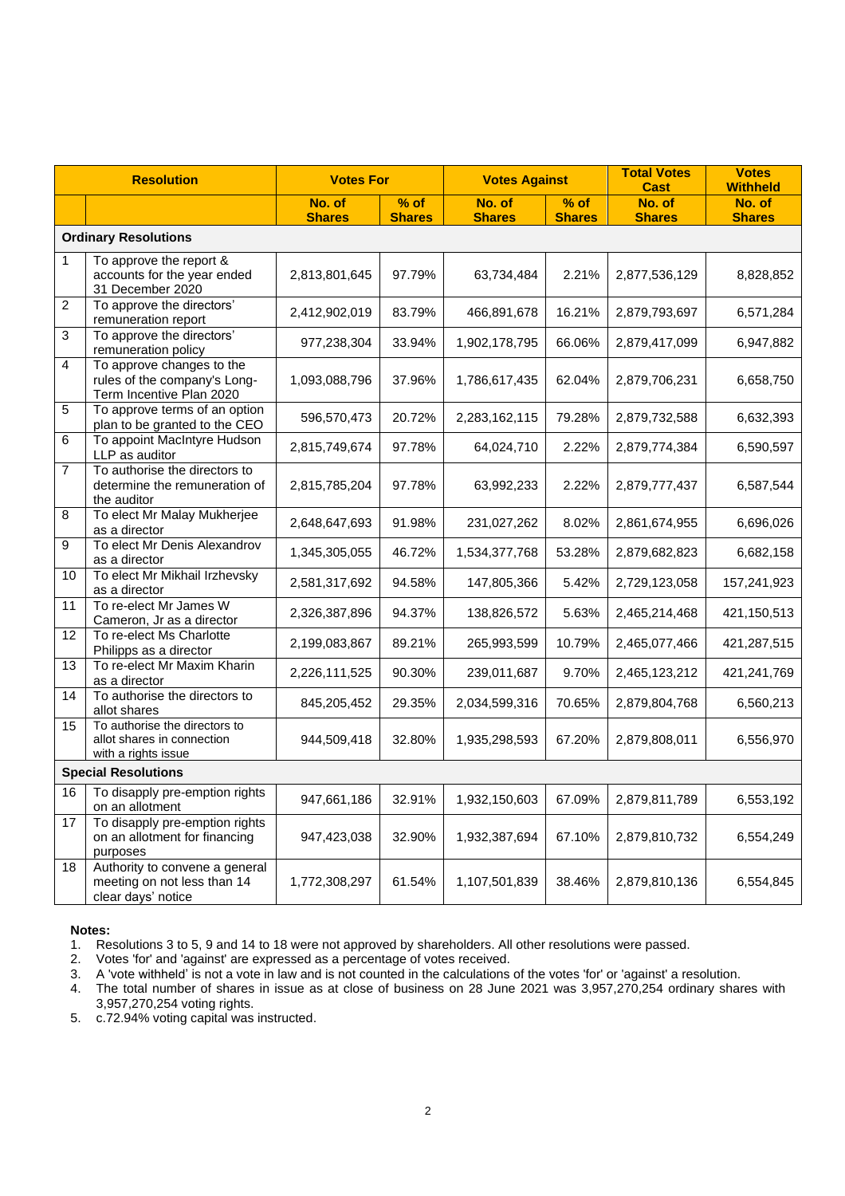| | Resolution | Votes For | | Votes Against | | Total Votes Cast | Votes Withheld |
|---|---|---|---|---|---|---|---|
| | | No. of Shares | % of Shares | No. of Shares | % of Shares | No. of Shares | No. of Shares |
| **Ordinary Resolutions** | | | | | | | |
| 1 | To approve the report & accounts for the year ended 31 December 2020 | 2,813,801,645 | 97.79% | 63,734,484 | 2.21% | 2,877,536,129 | 8,828,852 |
| 2 | To approve the directors' remuneration report | 2,412,902,019 | 83.79% | 466,891,678 | 16.21% | 2,879,793,697 | 6,571,284 |
| 3 | To approve the directors' remuneration policy | 977,238,304 | 33.94% | 1,902,178,795 | 66.06% | 2,879,417,099 | 6,947,882 |
| 4 | To approve changes to the rules of the company's Long-Term Incentive Plan 2020 | 1,093,088,796 | 37.96% | 1,786,617,435 | 62.04% | 2,879,706,231 | 6,658,750 |
| 5 | To approve terms of an option plan to be granted to the CEO | 596,570,473 | 20.72% | 2,283,162,115 | 79.28% | 2,879,732,588 | 6,632,393 |
| 6 | To appoint MacIntyre Hudson LLP as auditor | 2,815,749,674 | 97.78% | 64,024,710 | 2.22% | 2,879,774,384 | 6,590,597 |
| 7 | To authorise the directors to determine the remuneration of the auditor | 2,815,785,204 | 97.78% | 63,992,233 | 2.22% | 2,879,777,437 | 6,587,544 |
| 8 | To elect Mr Malay Mukherjee as a director | 2,648,647,693 | 91.98% | 231,027,262 | 8.02% | 2,861,674,955 | 6,696,026 |
| 9 | To elect Mr Denis Alexandrov as a director | 1,345,305,055 | 46.72% | 1,534,377,768 | 53.28% | 2,879,682,823 | 6,682,158 |
| 10 | To elect Mr Mikhail Irzhevsky as a director | 2,581,317,692 | 94.58% | 147,805,366 | 5.42% | 2,729,123,058 | 157,241,923 |
| 11 | To re-elect Mr James W Cameron, Jr as a director | 2,326,387,896 | 94.37% | 138,826,572 | 5.63% | 2,465,214,468 | 421,150,513 |
| 12 | To re-elect Ms Charlotte Philipps as a director | 2,199,083,867 | 89.21% | 265,993,599 | 10.79% | 2,465,077,466 | 421,287,515 |
| 13 | To re-elect Mr Maxim Kharin as a director | 2,226,111,525 | 90.30% | 239,011,687 | 9.70% | 2,465,123,212 | 421,241,769 |
| 14 | To authorise the directors to allot shares | 845,205,452 | 29.35% | 2,034,599,316 | 70.65% | 2,879,804,768 | 6,560,213 |
| 15 | To authorise the directors to allot shares in connection with a rights issue | 944,509,418 | 32.80% | 1,935,298,593 | 67.20% | 2,879,808,011 | 6,556,970 |
| **Special Resolutions** | | | | | | | |
| 16 | To disapply pre-emption rights on an allotment | 947,661,186 | 32.91% | 1,932,150,603 | 67.09% | 2,879,811,789 | 6,553,192 |
| 17 | To disapply pre-emption rights on an allotment for financing purposes | 947,423,038 | 32.90% | 1,932,387,694 | 67.10% | 2,879,810,732 | 6,554,249 |
| 18 | Authority to convene a general meeting on not less than 14 clear days' notice | 1,772,308,297 | 61.54% | 1,107,501,839 | 38.46% | 2,879,810,136 | 6,554,845 |

**Notes:**

1. Resolutions 3 to 5, 9 and 14 to 18 were not approved by shareholders. All other resolutions were passed.
2. Votes 'for' and 'against' are expressed as a percentage of votes received.
3. A 'vote withheld' is not a vote in law and is not counted in the calculations of the votes 'for' or 'against' a resolution.
4. The total number of shares in issue as at close of business on 28 June 2021 was 3,957,270,254 ordinary shares with 3,957,270,254 voting rights.
5. c.72.94% voting capital was instructed.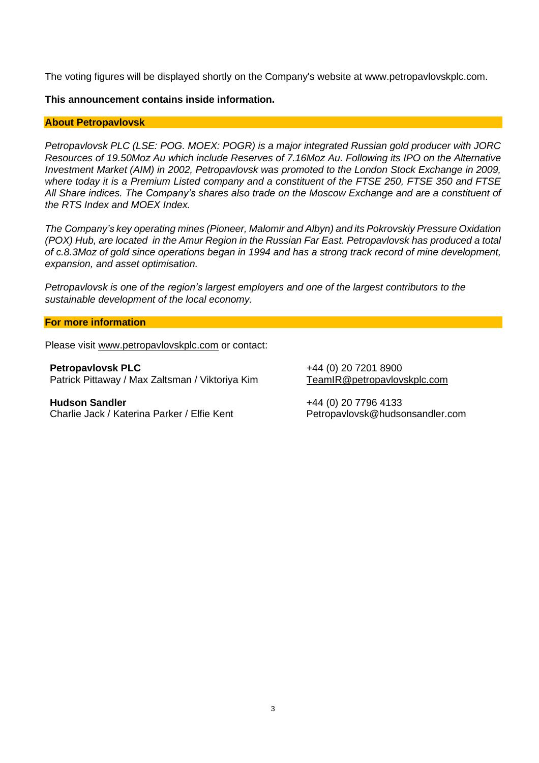The voting figures will be displayed shortly on the Company's website at www.petropavlovskplc.com.

**This announcement contains inside information.**

## About Petropavlovsk

*Petropavlovsk PLC (LSE: POG. MOEX: POGR) is a major integrated Russian gold producer with JORC Resources of 19.50Moz Au which include Reserves of 7.16Moz Au. Following its IPO on the Alternative Investment Market (AIM) in 2002, Petropavlovsk was promoted to the London Stock Exchange in 2009, where today it is a Premium Listed company and a constituent of the FTSE 250, FTSE 350 and FTSE All Share indices. The Company's shares also trade on the Moscow Exchange and are a constituent of the RTS Index and MOEX Index.*

*The Company's key operating mines (Pioneer, Malomir and Albyn) and its Pokrovskiy Pressure Oxidation (POX) Hub, are located in the Amur Region in the Russian Far East. Petropavlovsk has produced a total of c.8.3Moz of gold since operations began in 1994 and has a strong track record of mine development, expansion, and asset optimisation.*

*Petropavlovsk is one of the region's largest employers and one of the largest contributors to the sustainable development of the local economy.*

## For more information

Please visit www.petropavlovskplc.com or contact:

| | |
|---|---|
| **Petropavlovsk PLC**<br>Patrick Pittaway / Max Zaltsman / Viktoriya Kim | +44 (0) 20 7201 8900<br>TeamIR@petropavlovskplc.com |
| **Hudson Sandler**<br>Charlie Jack / Katerina Parker / Elfie Kent | +44 (0) 20 7796 4133<br>Petropavlovsk@hudsonsandler.com |